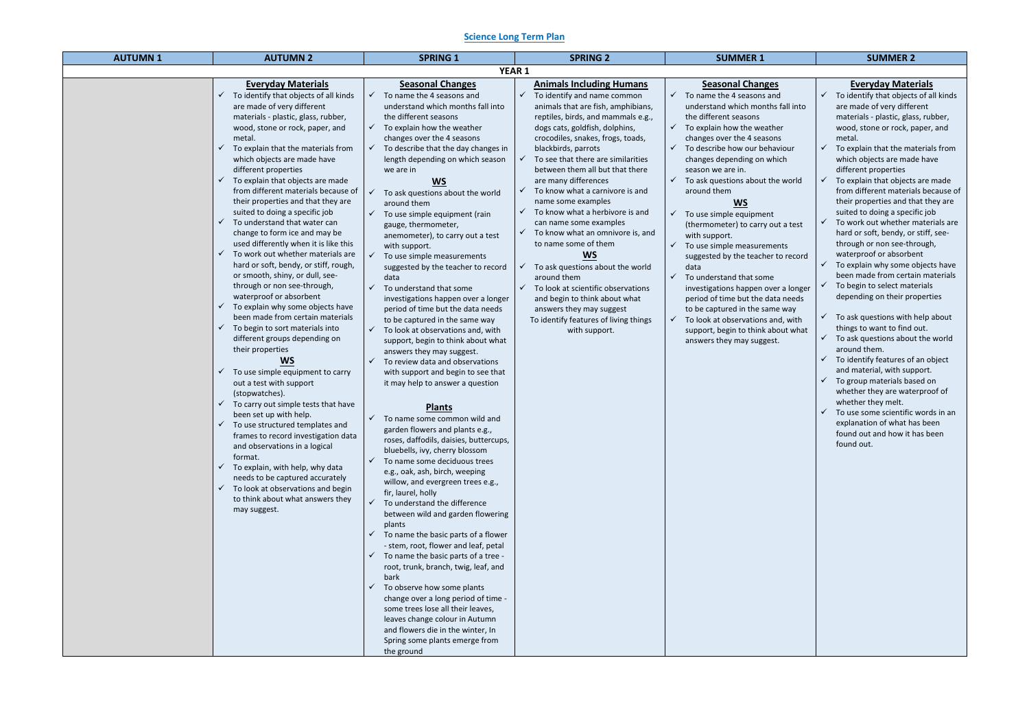# Science Long Term Plan

| AUTUMN 1 | AUTUMN 2 | SPRING 1 | SPRING 2 | SUMMER 1 | SUMMER 2 |
|---|---|---|---|---|---|
| **YEAR 1** | | | | | |
| | **Everyday Materials**<br>✓ To identify that objects of all kinds are made of very different materials - plastic, glass, rubber, wood, stone or rock, paper, and metal.<br>✓ To explain that the materials from which objects are made have different properties<br>✓ To explain that objects are made from different materials because of their properties and that they are suited to doing a specific job<br>✓ To understand that water can change to form ice and may be used differently when it is like this<br>✓ To work out whether materials are hard or soft, bendy, or stiff, rough, or smooth, shiny, or dull, see-through or non see-through, waterproof or absorbent<br>✓ To explain why some objects have been made from certain materials<br>✓ To begin to sort materials into different groups depending on their properties<br>**WS**<br>✓ To use simple equipment to carry out a test with support (stopwatches).<br>✓ To carry out simple tests that have been set up with help.<br>✓ To use structured templates and frames to record investigation data and observations in a logical format.<br>✓ To explain, with help, why data needs to be captured accurately<br>✓ To look at observations and begin to think about what answers they may suggest. | **Seasonal Changes**<br>✓ To name the 4 seasons and understand which months fall into the different seasons<br>✓ To explain how the weather changes over the 4 seasons<br>✓ To describe that the day changes in length depending on which season we are in<br>**WS**<br>✓ To ask questions about the world around them<br>✓ To use simple equipment (rain gauge, thermometer, anemometer), to carry out a test with support.<br>✓ To use simple measurements suggested by the teacher to record data<br>✓ To understand that some investigations happen over a longer period of time but the data needs to be captured in the same way<br>✓ To look at observations and, with support, begin to think about what answers they may suggest.<br>✓ To review data and observations with support and begin to see that it may help to answer a question<br>**Plants**<br>✓ To name some common wild and garden flowers and plants e.g., roses, daffodils, daisies, buttercups, bluebells, ivy, cherry blossom<br>✓ To name some deciduous trees e.g., oak, ash, birch, weeping willow, and evergreen trees e.g., fir, laurel, holly<br>✓ To understand the difference between wild and garden flowering plants<br>✓ To name the basic parts of a flower - stem, root, flower and leaf, petal<br>✓ To name the basic parts of a tree - root, trunk, branch, twig, leaf, and bark<br>✓ To observe how some plants change over a long period of time - some trees lose all their leaves, leaves change colour in Autumn and flowers die in the winter, In Spring some plants emerge from the ground | **Animals Including Humans**<br>✓ To identify and name common animals that are fish, amphibians, reptiles, birds, and mammals e.g., dogs cats, goldfish, dolphins, crocodiles, snakes, frogs, toads, blackbirds, parrots<br>✓ To see that there are similarities between them all but that there are many differences<br>✓ To know what a carnivore is and name some examples<br>✓ To know what a herbivore is and can name some examples<br>✓ To know what an omnivore is, and to name some of them<br>**WS**<br>✓ To ask questions about the world around them<br>✓ To look at scientific observations and begin to think about what answers they may suggest<br>To identify features of living things with support. | **Seasonal Changes**<br>✓ To name the 4 seasons and understand which months fall into the different seasons<br>✓ To explain how the weather changes over the 4 seasons<br>✓ To describe how our behaviour changes depending on which season we are in.<br>✓ To ask questions about the world around them<br>**WS**<br>✓ To use simple equipment (thermometer) to carry out a test with support.<br>✓ To use simple measurements suggested by the teacher to record data<br>✓ To understand that some investigations happen over a longer period of time but the data needs to be captured in the same way<br>✓ To look at observations and, with support, begin to think about what answers they may suggest. | **Everyday Materials**<br>✓ To identify that objects of all kinds are made of very different materials - plastic, glass, rubber, wood, stone or rock, paper, and metal.<br>✓ To explain that the materials from which objects are made have different properties<br>✓ To explain that objects are made from different materials because of their properties and that they are suited to doing a specific job<br>✓ To work out whether materials are hard or soft, bendy, or stiff, see-through or non see-through, waterproof or absorbent<br>✓ To explain why some objects have been made from certain materials<br>✓ To begin to select materials depending on their properties<br>✓ To ask questions with help about things to want to find out.<br>✓ To ask questions about the world around them.<br>✓ To identify features of an object and material, with support.<br>✓ To group materials based on whether they are waterproof of whether they melt.<br>✓ To use some scientific words in an explanation of what has been found out and how it has been found out. |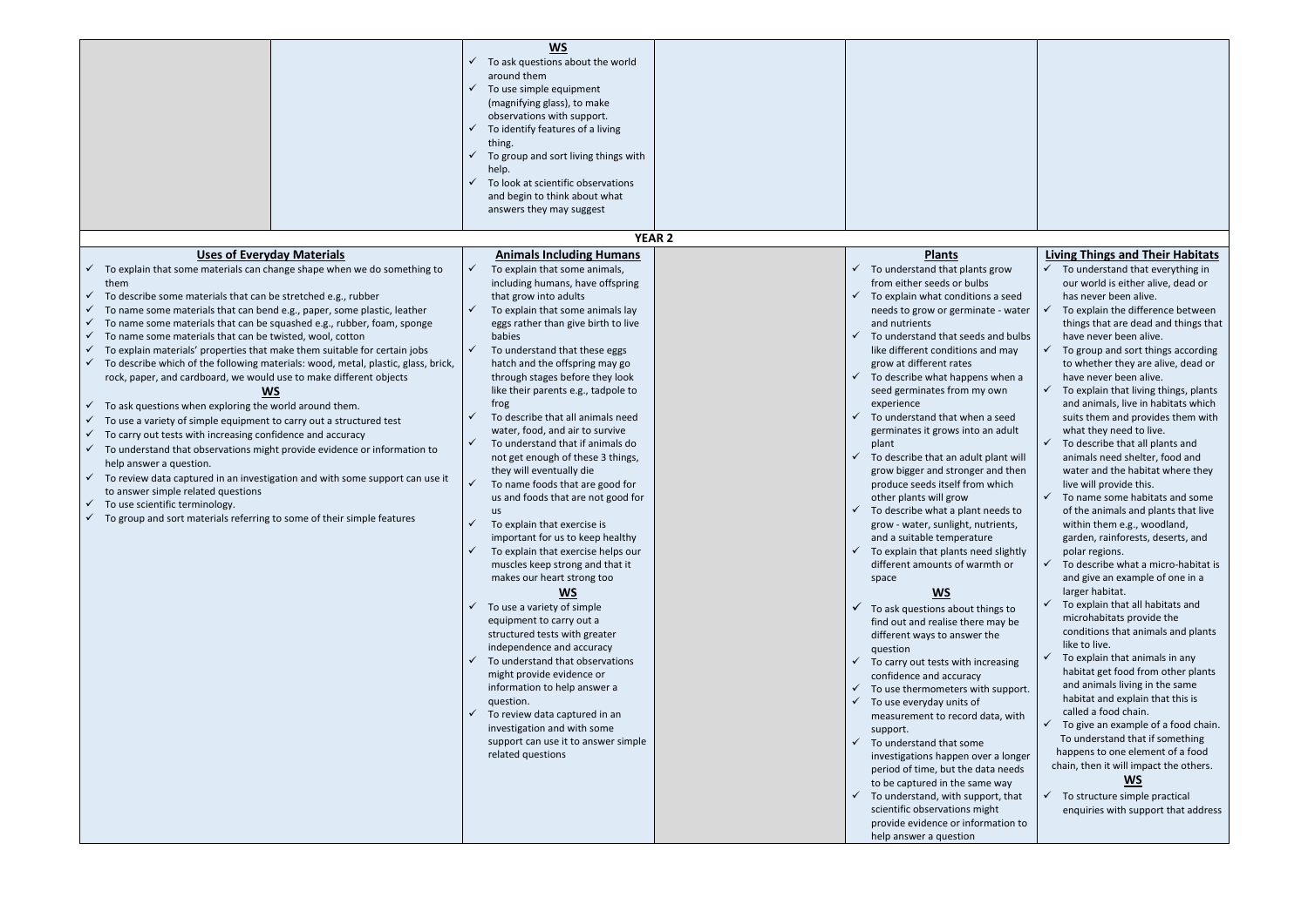| | | | | | |
|---|---|---|---|---|---|
| | | **WS**<br>✓ To ask questions about the world around them<br>✓ To use simple equipment (magnifying glass), to make observations with support.<br>✓ To identify features of a living thing.<br>✓ To group and sort living things with help.<br>✓ To look at scientific observations and begin to think about what answers they may suggest | | | |

**YEAR 2**

| Uses of Everyday Materials | Animals Including Humans | | Plants | Living Things and Their Habitats |
|---|---|---|---|---|
| ✓ To explain that some materials can change shape when we do something to them<br>✓ To describe some materials that can be stretched e.g., rubber<br>✓ To name some materials that can bend e.g., paper, some plastic, leather<br>✓ To name some materials that can be squashed e.g., rubber, foam, sponge<br>✓ To name some materials that can be twisted, wool, cotton<br>✓ To explain materials' properties that make them suitable for certain jobs<br>✓ To describe which of the following materials: wood, metal, plastic, glass, brick, rock, paper, and cardboard, we would use to make different objects<br>**WS**<br>✓ To ask questions when exploring the world around them.<br>✓ To use a variety of simple equipment to carry out a structured test<br>✓ To carry out tests with increasing confidence and accuracy<br>✓ To understand that observations might provide evidence or information to help answer a question.<br>✓ To review data captured in an investigation and with some support can use it to answer simple related questions<br>✓ To use scientific terminology.<br>✓ To group and sort materials referring to some of their simple features | ✓ To explain that some animals, including humans, have offspring that grow into adults<br>✓ To explain that some animals lay eggs rather than give birth to live babies<br>✓ To understand that these eggs hatch and the offspring may go through stages before they look like their parents e.g., tadpole to frog<br>✓ To describe that all animals need water, food, and air to survive<br>✓ To understand that if animals do not get enough of these 3 things, they will eventually die<br>✓ To name foods that are good for us and foods that are not good for us<br>✓ To explain that exercise is important for us to keep healthy<br>✓ To explain that exercise helps our muscles keep strong and that it makes our heart strong too<br>**WS**<br>✓ To use a variety of simple equipment to carry out a structured tests with greater independence and accuracy<br>✓ To understand that observations might provide evidence or information to help answer a question.<br>✓ To review data captured in an investigation and with some support can use it to answer simple related questions | | ✓ To understand that plants grow from either seeds or bulbs<br>✓ To explain what conditions a seed needs to grow or germinate - water and nutrients<br>✓ To understand that seeds and bulbs like different conditions and may grow at different rates<br>✓ To describe what happens when a seed germinates from my own experience<br>✓ To understand that when a seed germinates it grows into an adult plant<br>✓ To describe that an adult plant will grow bigger and stronger and then produce seeds itself from which other plants will grow<br>✓ To describe what a plant needs to grow - water, sunlight, nutrients, and a suitable temperature<br>✓ To explain that plants need slightly different amounts of warmth or space<br>**WS**<br>✓ To ask questions about things to find out and realise there may be different ways to answer the question<br>✓ To carry out tests with increasing confidence and accuracy<br>✓ To use thermometers with support.<br>✓ To use everyday units of measurement to record data, with support.<br>✓ To understand that some investigations happen over a longer period of time, but the data needs to be captured in the same way<br>✓ To understand, with support, that scientific observations might provide evidence or information to help answer a question | ✓ To understand that everything in our world is either alive, dead or has never been alive.<br>✓ To explain the difference between things that are dead and things that have never been alive.<br>✓ To group and sort things according to whether they are alive, dead or have never been alive.<br>✓ To explain that living things, plants and animals, live in habitats which suits them and provides them with what they need to live.<br>✓ To describe that all plants and animals need shelter, food and water and the habitat where they live will provide this.<br>✓ To name some habitats and some of the animals and plants that live within them e.g., woodland, garden, rainforests, deserts, and polar regions.<br>✓ To describe what a micro-habitat is and give an example of one in a larger habitat.<br>✓ To explain that all habitats and microhabitats provide the conditions that animals and plants like to live.<br>✓ To explain that animals in any habitat get food from other plants and animals living in the same habitat and explain that this is called a food chain.<br>✓ To give an example of a food chain. To understand that if something happens to one element of a food chain, then it will impact the others.<br>**WS**<br>✓ To structure simple practical enquiries with support that address |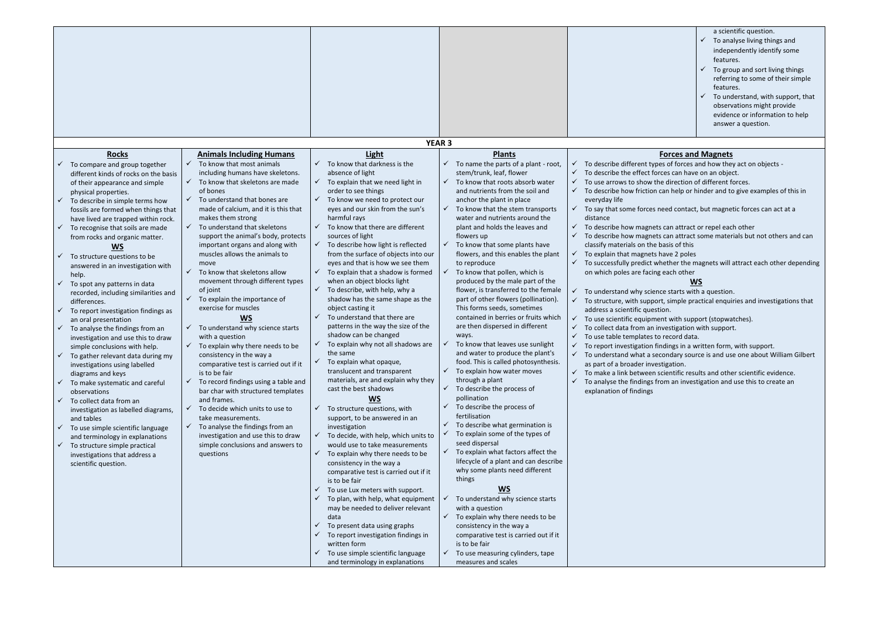a scientific question.
- To analyse living things and independently identify some features.
- To group and sort living things referring to some of their simple features.
- To understand, with support, that observations might provide evidence or information to help answer a question.

## YEAR 3

### Rocks

- To compare and group together different kinds of rocks on the basis of their appearance and simple physical properties.
- To describe in simple terms how fossils are formed when things that have lived are trapped within rock.
- To recognise that soils are made from rocks and organic matter.

**WS**

- To structure questions to be answered in an investigation with help.
- To spot any patterns in data recorded, including similarities and differences.
- To report investigation findings as an oral presentation
- To analyse the findings from an investigation and use this to draw simple conclusions with help.
- To gather relevant data during my investigations using labelled diagrams and keys
- To make systematic and careful observations
- To collect data from an investigation as labelled diagrams, and tables
- To use simple scientific language and terminology in explanations
- To structure simple practical investigations that address a scientific question.

### Animals Including Humans

- To know that most animals including humans have skeletons.
- To know that skeletons are made of bones
- To understand that bones are made of calcium, and it is this that makes them strong
- To understand that skeletons support the animal's body, protects important organs and along with muscles allows the animals to move
- To know that skeletons allow movement through different types of joint
- To explain the importance of exercise for muscles

**WS**

- To understand why science starts with a question
- To explain why there needs to be consistency in the way a comparative test is carried out if it is to be fair
- To record findings using a table and bar char with structured templates and frames.
- To decide which units to use to take measurements.
- To analyse the findings from an investigation and use this to draw simple conclusions and answers to questions

### Light

- To know that darkness is the absence of light
- To explain that we need light in order to see things
- To know we need to protect our eyes and our skin from the sun's harmful rays
- To know that there are different sources of light
- To describe how light is reflected from the surface of objects into our eyes and that is how we see them
- To explain that a shadow is formed when an object blocks light
- To describe, with help, why a shadow has the same shape as the object casting it
- To understand that there are patterns in the way the size of the shadow can be changed
- To explain why not all shadows are the same
- To explain what opaque, translucent and transparent materials, are and explain why they cast the best shadows

**WS**

- To structure questions, with support, to be answered in an investigation
- To decide, with help, which units to would use to take measurements
- To explain why there needs to be consistency in the way a comparative test is carried out if it is to be fair
- To use Lux meters with support.
- To plan, with help, what equipment may be needed to deliver relevant data
- To present data using graphs
- To report investigation findings in written form
- To use simple scientific language and terminology in explanations

### Plants

- To name the parts of a plant - root, stem/trunk, leaf, flower
- To know that roots absorb water and nutrients from the soil and anchor the plant in place
- To know that the stem transports water and nutrients around the plant and holds the leaves and flowers up
- To know that some plants have flowers, and this enables the plant to reproduce
- To know that pollen, which is produced by the male part of the flower, is transferred to the female part of other flowers (pollination). This forms seeds, sometimes contained in berries or fruits which are then dispersed in different ways.
- To know that leaves use sunlight and water to produce the plant's food. This is called photosynthesis.
- To explain how water moves through a plant
- To describe the process of pollination
- To describe the process of fertilisation
- To describe what germination is
- To explain some of the types of seed dispersal
- To explain what factors affect the lifecycle of a plant and can describe why some plants need different things

**WS**

- To understand why science starts with a question
- To explain why there needs to be consistency in the way a comparative test is carried out if it is to be fair
- To use measuring cylinders, tape measures and scales

### Forces and Magnets

- To describe different types of forces and how they act on objects -
- To describe the effect forces can have on an object.
- To use arrows to show the direction of different forces.
- To describe how friction can help or hinder and to give examples of this in everyday life
- To say that some forces need contact, but magnetic forces can act at a distance
- To describe how magnets can attract or repel each other
- To describe how magnets can attract some materials but not others and can classify materials on the basis of this
- To explain that magnets have 2 poles
- To successfully predict whether the magnets will attract each other depending on which poles are facing each other

**WS**

- To understand why science starts with a question.
- To structure, with support, simple practical enquiries and investigations that address a scientific question.
- To use scientific equipment with support (stopwatches).
- To collect data from an investigation with support.
- To use table templates to record data.
- To report investigation findings in a written form, with support.
- To understand what a secondary source is and use one about William Gilbert as part of a broader investigation.
- To make a link between scientific results and other scientific evidence.
- To analyse the findings from an investigation and use this to create an explanation of findings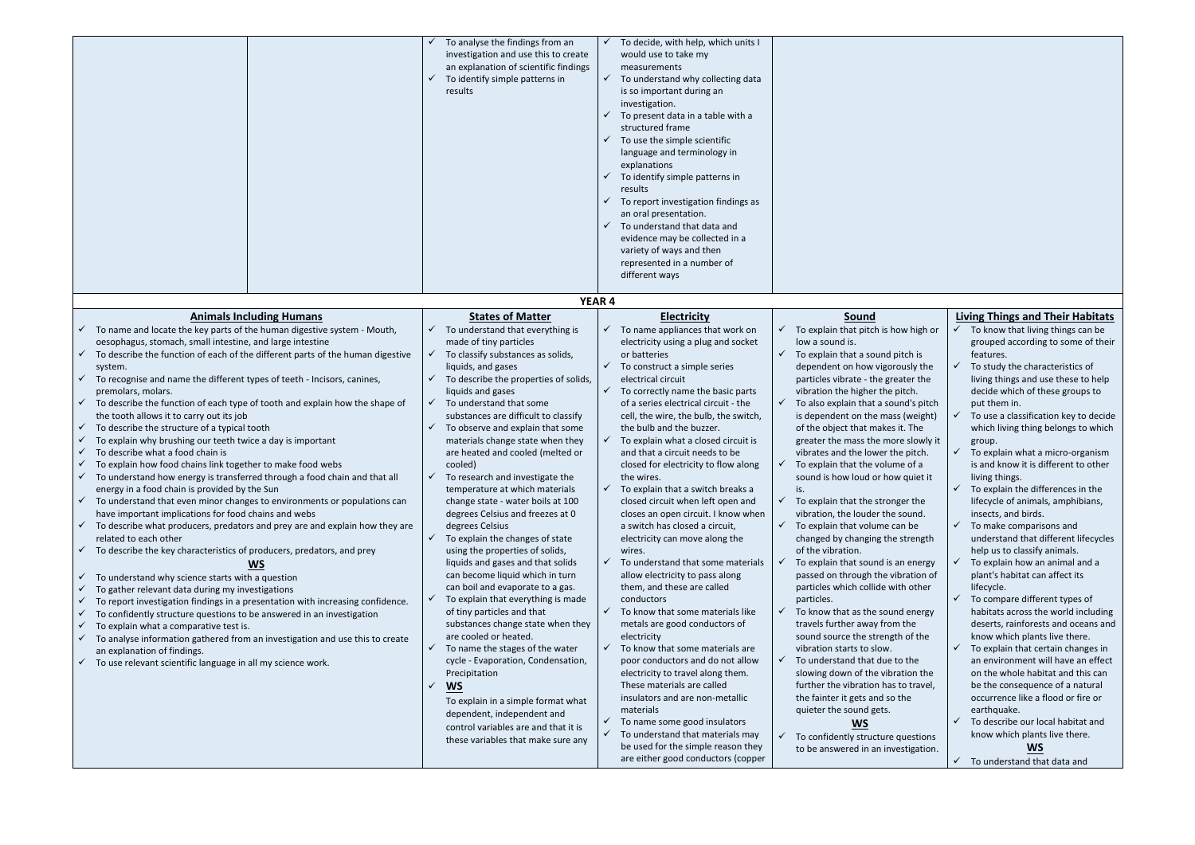| | | | | |
|---|---|---|---|---|
| | | ✓ To analyse the findings from an investigation and use this to create an explanation of scientific findings<br>✓ To identify simple patterns in results | ✓ To decide, with help, which units I would use to take my measurements<br>✓ To understand why collecting data is so important during an investigation.<br>✓ To present data in a table with a structured frame<br>✓ To use the simple scientific language and terminology in explanations<br>✓ To identify simple patterns in results<br>✓ To report investigation findings as an oral presentation.<br>✓ To understand that data and evidence may be collected in a variety of ways and then represented in a number of different ways | |

## YEAR 4

| Animals Including Humans | States of Matter | Electricity | Sound | Living Things and Their Habitats |
|---|---|---|---|---|
| ✓ To name and locate the key parts of the human digestive system - Mouth, oesophagus, stomach, small intestine, and large intestine<br>✓ To describe the function of each of the different parts of the human digestive system.<br>✓ To recognise and name the different types of teeth - Incisors, canines, premolars, molars.<br>✓ To describe the function of each type of tooth and explain how the shape of the tooth allows it to carry out its job<br>✓ To describe the structure of a typical tooth<br>✓ To explain why brushing our teeth twice a day is important<br>✓ To describe what a food chain is<br>✓ To explain how food chains link together to make food webs<br>✓ To understand how energy is transferred through a food chain and that all energy in a food chain is provided by the Sun<br>✓ To understand that even minor changes to environments or populations can have important implications for food chains and webs<br>✓ To describe what producers, predators and prey are and explain how they are related to each other<br>✓ To describe the key characteristics of producers, predators, and prey<br>**WS**<br>✓ To understand why science starts with a question<br>✓ To gather relevant data during my investigations<br>✓ To report investigation findings in a presentation with increasing confidence.<br>✓ To confidently structure questions to be answered in an investigation<br>✓ To explain what a comparative test is.<br>✓ To analyse information gathered from an investigation and use this to create an explanation of findings.<br>✓ To use relevant scientific language in all my science work. | ✓ To understand that everything is made of tiny particles<br>✓ To classify substances as solids, liquids, and gases<br>✓ To describe the properties of solids, liquids and gases<br>✓ To understand that some substances are difficult to classify<br>✓ To observe and explain that some materials change state when they are heated and cooled (melted or cooled)<br>✓ To research and investigate the temperature at which materials change state - water boils at 100 degrees Celsius and freezes at 0 degrees Celsius<br>✓ To explain the changes of state using the properties of solids, liquids and gases and that solids can become liquid which in turn can boil and evaporate to a gas.<br>✓ To explain that everything is made of tiny particles and that substances change state when they are cooled or heated.<br>✓ To name the stages of the water cycle - Evaporation, Condensation, Precipitation<br>✓ **WS**<br>To explain in a simple format what dependent, independent and control variables are and that it is these variables that make sure any | ✓ To name appliances that work on electricity using a plug and socket or batteries<br>✓ To construct a simple series electrical circuit<br>✓ To correctly name the basic parts of a series electrical circuit - the cell, the wire, the bulb, the switch, the bulb and the buzzer.<br>✓ To explain what a closed circuit is and that a circuit needs to be closed for electricity to flow along the wires.<br>✓ To explain that a switch breaks a closed circuit when left open and closes an open circuit. I know when a switch has closed a circuit, electricity can move along the wires.<br>✓ To understand that some materials allow electricity to pass along them, and these are called conductors<br>✓ To know that some materials like metals are good conductors of electricity<br>✓ To know that some materials are poor conductors and do not allow electricity to travel along them. These materials are called insulators and are non-metallic materials<br>✓ To name some good insulators<br>✓ To understand that materials may be used for the simple reason they are either good conductors (copper | ✓ To explain that pitch is how high or low a sound is.<br>✓ To explain that a sound pitch is dependent on how vigorously the particles vibrate - the greater the vibration the higher the pitch.<br>✓ To also explain that a sound's pitch is dependent on the mass (weight) of the object that makes it. The greater the mass the more slowly it vibrates and the lower the pitch.<br>✓ To explain that the volume of a sound is how loud or how quiet it is.<br>✓ To explain that the stronger the vibration, the louder the sound.<br>✓ To explain that volume can be changed by changing the strength of the vibration.<br>✓ To explain that sound is an energy passed on through the vibration of particles which collide with other particles.<br>✓ To know that as the sound energy travels further away from the sound source the strength of the vibration starts to slow.<br>✓ To understand that due to the slowing down of the vibration the further the vibration has to travel, the fainter it gets and so the quieter the sound gets.<br>**WS**<br>✓ To confidently structure questions to be answered in an investigation. | ✓ To know that living things can be grouped according to some of their features.<br>✓ To study the characteristics of living things and use these to help decide which of these groups to put them in.<br>✓ To use a classification key to decide which living thing belongs to which group.<br>✓ To explain what a micro-organism is and know it is different to other living things.<br>✓ To explain the differences in the lifecycle of animals, amphibians, insects, and birds.<br>✓ To make comparisons and understand that different lifecycles help us to classify animals.<br>✓ To explain how an animal and a plant's habitat can affect its lifecycle.<br>✓ To compare different types of habitats across the world including deserts, rainforests and oceans and know which plants live there.<br>✓ To explain that certain changes in an environment will have an effect on the whole habitat and this can be the consequence of a natural occurrence like a flood or fire or earthquake.<br>✓ To describe our local habitat and know which plants live there.<br>**WS**<br>✓ To understand that data and |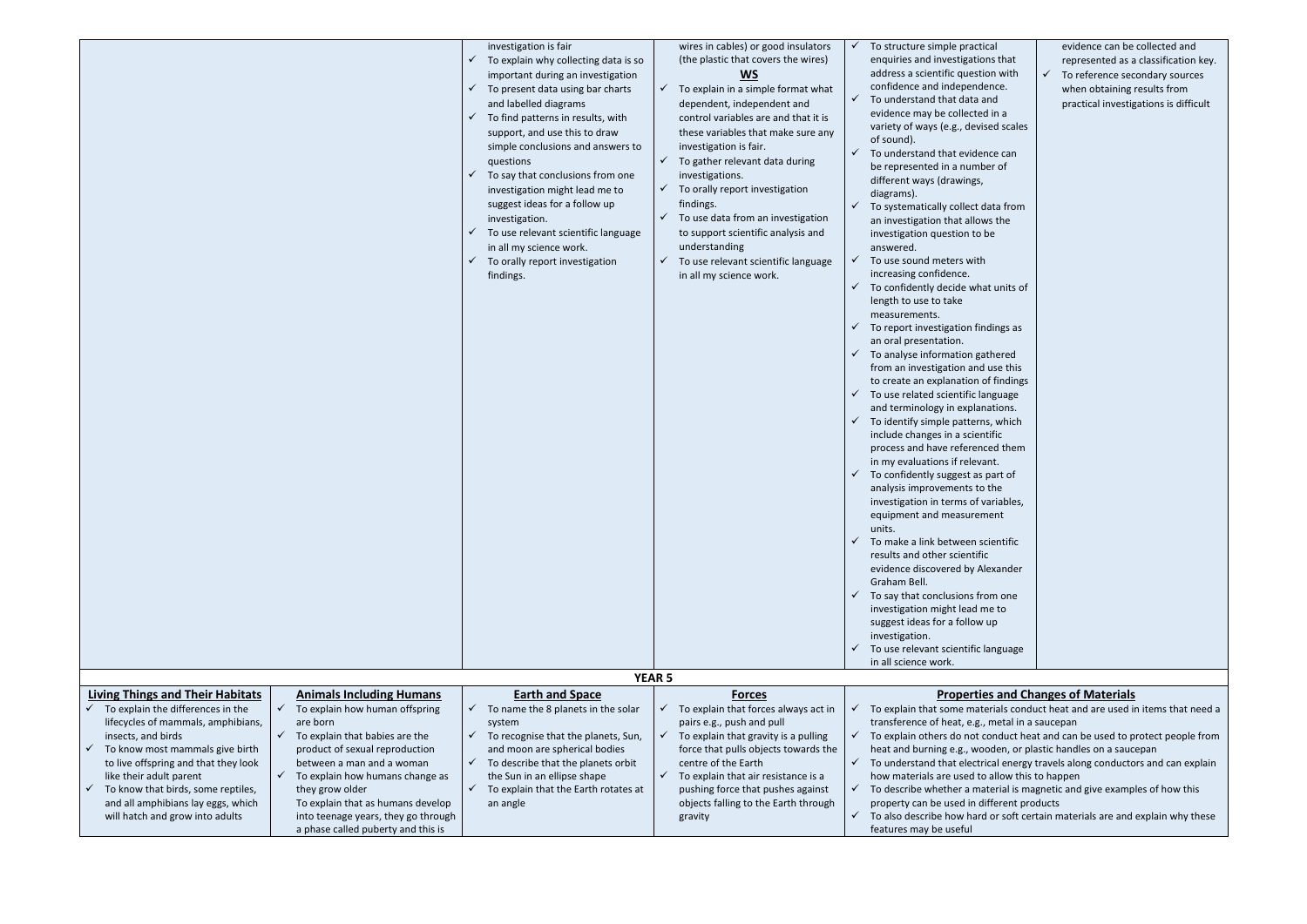| | | | | | |
|---|---|---|---|---|---|
| | | investigation is fair<br>✓ To explain why collecting data is so important during an investigation<br>✓ To present data using bar charts and labelled diagrams<br>✓ To find patterns in results, with support, and use this to draw simple conclusions and answers to questions<br>✓ To say that conclusions from one investigation might lead me to suggest ideas for a follow up investigation.<br>✓ To use relevant scientific language in all my science work.<br>✓ To orally report investigation findings. | wires in cables) or good insulators (the plastic that covers the wires)<br>**WS**<br>✓ To explain in a simple format what dependent, independent and control variables are and that it is these variables that make sure any investigation is fair.<br>✓ To gather relevant data during investigations.<br>✓ To orally report investigation findings.<br>✓ To use data from an investigation to support scientific analysis and understanding<br>✓ To use relevant scientific language in all my science work. | ✓ To structure simple practical enquiries and investigations that address a scientific question with confidence and independence.<br>✓ To understand that data and evidence may be collected in a variety of ways (e.g., devised scales of sound).<br>✓ To understand that evidence can be represented in a number of different ways (drawings, diagrams).<br>✓ To systematically collect data from an investigation that allows the investigation question to be answered.<br>✓ To use sound meters with increasing confidence.<br>✓ To confidently decide what units of length to use to take measurements.<br>✓ To report investigation findings as an oral presentation.<br>✓ To analyse information gathered from an investigation and use this to create an explanation of findings<br>✓ To use related scientific language and terminology in explanations.<br>✓ To identify simple patterns, which include changes in a scientific process and have referenced them in my evaluations if relevant.<br>✓ To confidently suggest as part of analysis improvements to the investigation in terms of variables, equipment and measurement units.<br>✓ To make a link between scientific results and other scientific evidence discovered by Alexander Graham Bell.<br>✓ To say that conclusions from one investigation might lead me to suggest ideas for a follow up investigation.<br>✓ To use relevant scientific language in all science work. | evidence can be collected and represented as a classification key.<br>✓ To reference secondary sources when obtaining results from practical investigations is difficult |
| **YEAR 5** | | | | | |
| **Living Things and Their Habitats** | **Animals Including Humans** | **Earth and Space** | **Forces** | **Properties and Changes of Materials** | |
| ✓ To explain the differences in the lifecycles of mammals, amphibians, insects, and birds<br>✓ To know most mammals give birth to live offspring and that they look like their adult parent<br>✓ To know that birds, some reptiles, and all amphibians lay eggs, which will hatch and grow into adults | ✓ To explain how human offspring are born<br>✓ To explain that babies are the product of sexual reproduction between a man and a woman<br>✓ To explain how humans change as they grow older<br>To explain that as humans develop into teenage years, they go through a phase called puberty and this is | ✓ To name the 8 planets in the solar system<br>✓ To recognise that the planets, Sun, and moon are spherical bodies<br>✓ To describe that the planets orbit the Sun in an ellipse shape<br>✓ To explain that the Earth rotates at an angle | ✓ To explain that forces always act in pairs e.g., push and pull<br>✓ To explain that gravity is a pulling force that pulls objects towards the centre of the Earth<br>✓ To explain that air resistance is a pushing force that pushes against objects falling to the Earth through gravity | ✓ To explain that some materials conduct heat and are used in items that need a transference of heat, e.g., metal in a saucepan<br>✓ To explain others do not conduct heat and can be used to protect people from heat and burning e.g., wooden, or plastic handles on a saucepan<br>✓ To understand that electrical energy travels along conductors and can explain how materials are used to allow this to happen<br>✓ To describe whether a material is magnetic and give examples of how this property can be used in different products<br>✓ To also describe how hard or soft certain materials are and explain why these features may be useful | |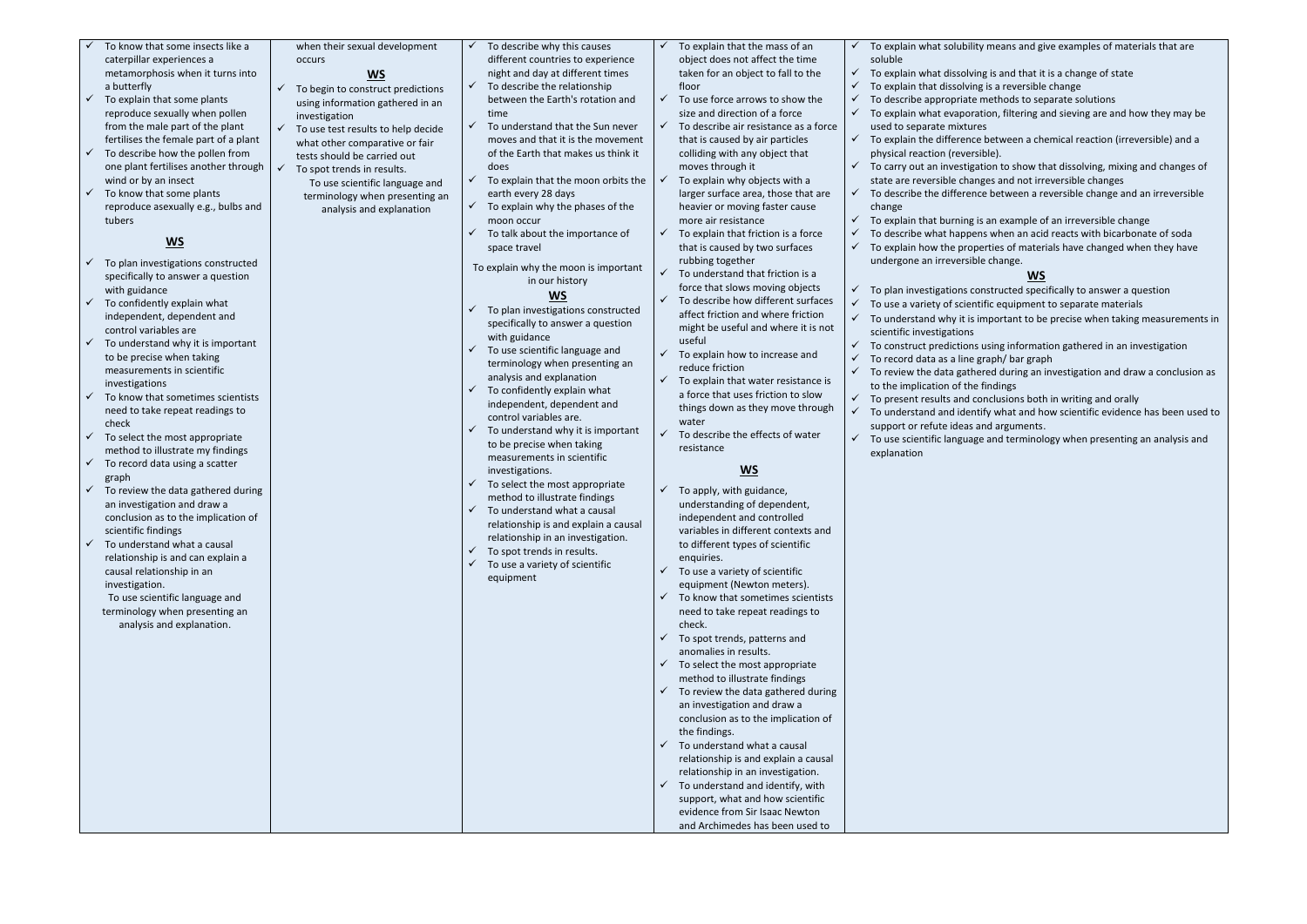| | | | | |
|---|---|---|---|---|
| ✓ To know that some insects like a caterpillar experiences a metamorphosis when it turns into a butterfly<br>✓ To explain that some plants reproduce sexually when pollen from the male part of the plant fertilises the female part of a plant<br>✓ To describe how the pollen from one plant fertilises another through wind or by an insect<br>✓ To know that some plants reproduce asexually e.g., bulbs and tubers<br><br>**WS**<br><br>✓ To plan investigations constructed specifically to answer a question with guidance<br>✓ To confidently explain what independent, dependent and control variables are<br>✓ To understand why it is important to be precise when taking measurements in scientific investigations<br>✓ To know that sometimes scientists need to take repeat readings to check<br>✓ To select the most appropriate method to illustrate my findings<br>✓ To record data using a scatter graph<br>✓ To review the data gathered during an investigation and draw a conclusion as to the implication of scientific findings<br>✓ To understand what a causal relationship is and can explain a causal relationship in an investigation.<br>To use scientific language and terminology when presenting an analysis and explanation. | when their sexual development occurs<br><br>**WS**<br><br>✓ To begin to construct predictions using information gathered in an investigation<br>✓ To use test results to help decide what other comparative or fair tests should be carried out<br>✓ To spot trends in results.<br>To use scientific language and terminology when presenting an analysis and explanation | ✓ To describe why this causes different countries to experience night and day at different times<br>✓ To describe the relationship between the Earth's rotation and time<br>✓ To understand that the Sun never moves and that it is the movement of the Earth that makes us think it does<br>✓ To explain that the moon orbits the earth every 28 days<br>✓ To explain why the phases of the moon occur<br>✓ To talk about the importance of space travel<br>To explain why the moon is important in our history<br><br>**WS**<br><br>✓ To plan investigations constructed specifically to answer a question with guidance<br>✓ To use scientific language and terminology when presenting an analysis and explanation<br>✓ To confidently explain what independent, dependent and control variables are.<br>✓ To understand why it is important to be precise when taking measurements in scientific investigations.<br>✓ To select the most appropriate method to illustrate findings<br>✓ To understand what a causal relationship is and explain a causal relationship in an investigation.<br>✓ To spot trends in results.<br>✓ To use a variety of scientific equipment | ✓ To explain that the mass of an object does not affect the time taken for an object to fall to the floor<br>✓ To use force arrows to show the size and direction of a force<br>✓ To describe air resistance as a force that is caused by air particles colliding with any object that moves through it<br>✓ To explain why objects with a larger surface area, those that are heavier or moving faster cause more air resistance<br>✓ To explain that friction is a force that is caused by two surfaces rubbing together<br>✓ To understand that friction is a force that slows moving objects<br>✓ To describe how different surfaces affect friction and where friction might be useful and where it is not useful<br>✓ To explain how to increase and reduce friction<br>✓ To explain that water resistance is a force that uses friction to slow things down as they move through water<br>✓ To describe the effects of water resistance<br><br>**WS**<br><br>✓ To apply, with guidance, understanding of dependent, independent and controlled variables in different contexts and to different types of scientific enquiries.<br>✓ To use a variety of scientific equipment (Newton meters).<br>✓ To know that sometimes scientists need to take repeat readings to check.<br>✓ To spot trends, patterns and anomalies in results.<br>✓ To select the most appropriate method to illustrate findings<br>✓ To review the data gathered during an investigation and draw a conclusion as to the implication of the findings.<br>✓ To understand what a causal relationship is and explain a causal relationship in an investigation.<br>✓ To understand and identify, with support, what and how scientific evidence from Sir Isaac Newton and Archimedes has been used to | ✓ To explain what solubility means and give examples of materials that are soluble<br>✓ To explain what dissolving is and that it is a change of state<br>✓ To explain that dissolving is a reversible change<br>✓ To describe appropriate methods to separate solutions<br>✓ To explain what evaporation, filtering and sieving are and how they may be used to separate mixtures<br>✓ To explain the difference between a chemical reaction (irreversible) and a physical reaction (reversible).<br>✓ To carry out an investigation to show that dissolving, mixing and changes of state are reversible changes and not irreversible changes<br>✓ To describe the difference between a reversible change and an irreversible change<br>✓ To explain that burning is an example of an irreversible change<br>✓ To describe what happens when an acid reacts with bicarbonate of soda<br>✓ To explain how the properties of materials have changed when they have undergone an irreversible change.<br><br>**WS**<br><br>✓ To plan investigations constructed specifically to answer a question<br>✓ To use a variety of scientific equipment to separate materials<br>✓ To understand why it is important to be precise when taking measurements in scientific investigations<br>✓ To construct predictions using information gathered in an investigation<br>✓ To record data as a line graph/ bar graph<br>✓ To review the data gathered during an investigation and draw a conclusion as to the implication of the findings<br>✓ To present results and conclusions both in writing and orally<br>✓ To understand and identify what and how scientific evidence has been used to support or refute ideas and arguments.<br>✓ To use scientific language and terminology when presenting an analysis and explanation |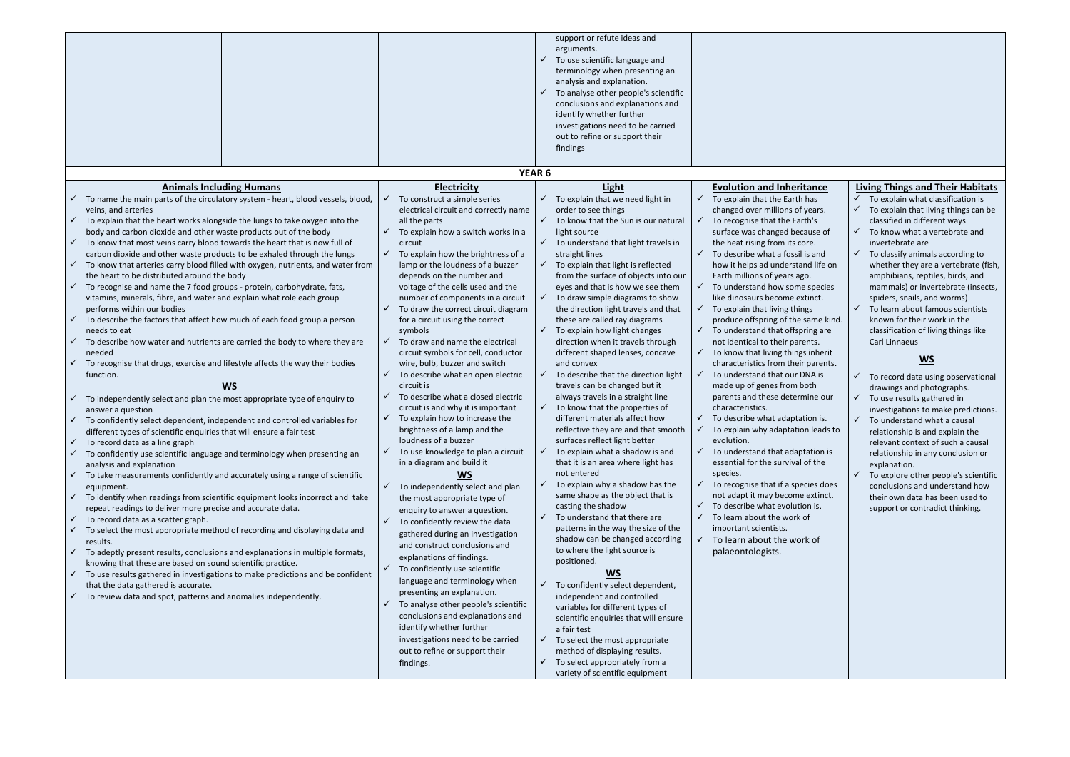| | | | | |
|---|---|---|---|---|
| | | | support or refute ideas and arguments.<br>✓ To use scientific language and terminology when presenting an analysis and explanation.<br>✓ To analyse other people's scientific conclusions and explanations and identify whether further investigations need to be carried out to refine or support their findings | |

## YEAR 6

### Animals Including Humans

- ✓ To name the main parts of the circulatory system - heart, blood vessels, blood, veins, and arteries
- ✓ To explain that the heart works alongside the lungs to take oxygen into the body and carbon dioxide and other waste products out of the body
- ✓ To know that most veins carry blood towards the heart that is now full of carbon dioxide and other waste products to be exhaled through the lungs
- ✓ To know that arteries carry blood filled with oxygen, nutrients, and water from the heart to be distributed around the body
- ✓ To recognise and name the 7 food groups - protein, carbohydrate, fats, vitamins, minerals, fibre, and water and explain what role each group performs within our bodies
- ✓ To describe the factors that affect how much of each food group a person needs to eat
- ✓ To describe how water and nutrients are carried the body to where they are needed
- ✓ To recognise that drugs, exercise and lifestyle affects the way their bodies function.

**WS**

- ✓ To independently select and plan the most appropriate type of enquiry to answer a question
- ✓ To confidently select dependent, independent and controlled variables for different types of scientific enquiries that will ensure a fair test
- ✓ To record data as a line graph
- ✓ To confidently use scientific language and terminology when presenting an analysis and explanation
- ✓ To take measurements confidently and accurately using a range of scientific equipment.
- ✓ To identify when readings from scientific equipment looks incorrect and take repeat readings to deliver more precise and accurate data.
- ✓ To record data as a scatter graph.
- ✓ To select the most appropriate method of recording and displaying data and results.
- ✓ To adeptly present results, conclusions and explanations in multiple formats, knowing that these are based on sound scientific practice.
- ✓ To use results gathered in investigations to make predictions and be confident that the data gathered is accurate.
- ✓ To review data and spot, patterns and anomalies independently.

### Electricity

- ✓ To construct a simple series electrical circuit and correctly name all the parts
- ✓ To explain how a switch works in a circuit
- ✓ To explain how the brightness of a lamp or the loudness of a buzzer depends on the number and voltage of the cells used and the number of components in a circuit
- ✓ To draw the correct circuit diagram for a circuit using the correct symbols
- ✓ To draw and name the electrical circuit symbols for cell, conductor wire, bulb, buzzer and switch
- ✓ To describe what an open electric circuit is
- ✓ To describe what a closed electric circuit is and why it is important
- ✓ To explain how to increase the brightness of a lamp and the loudness of a buzzer
- ✓ To use knowledge to plan a circuit in a diagram and build it

**WS**

- ✓ To independently select and plan the most appropriate type of enquiry to answer a question.
- ✓ To confidently review the data gathered during an investigation and construct conclusions and explanations of findings.
- ✓ To confidently use scientific language and terminology when presenting an explanation.
- ✓ To analyse other people's scientific conclusions and explanations and identify whether further investigations need to be carried out to refine or support their findings.

### Light

- ✓ To explain that we need light in order to see things
- ✓ To know that the Sun is our natural light source
- ✓ To understand that light travels in straight lines
- ✓ To explain that light is reflected from the surface of objects into our eyes and that is how we see them
- ✓ To draw simple diagrams to show the direction light travels and that these are called ray diagrams
- ✓ To explain how light changes direction when it travels through different shaped lenses, concave and convex
- ✓ To describe that the direction light travels can be changed but it always travels in a straight line
- ✓ To know that the properties of different materials affect how reflective they are and that smooth surfaces reflect light better
- ✓ To explain what a shadow is and that it is an area where light has not entered
- ✓ To explain why a shadow has the same shape as the object that is casting the shadow
- ✓ To understand that there are patterns in the way the size of the shadow can be changed according to where the light source is positioned.

**WS**

- ✓ To confidently select dependent, independent and controlled variables for different types of scientific enquiries that will ensure a fair test
- ✓ To select the most appropriate method of displaying results.
- ✓ To select appropriately from a variety of scientific equipment

### Evolution and Inheritance

- ✓ To explain that the Earth has changed over millions of years.
- ✓ To recognise that the Earth's surface was changed because of the heat rising from its core.
- ✓ To describe what a fossil is and how it helps ad understand life on Earth millions of years ago.
- ✓ To understand how some species like dinosaurs become extinct.
- ✓ To explain that living things produce offspring of the same kind.
- ✓ To understand that offspring are not identical to their parents.
- ✓ To know that living things inherit characteristics from their parents.
- ✓ To understand that our DNA is made up of genes from both parents and these determine our characteristics.
- ✓ To describe what adaptation is.
- ✓ To explain why adaptation leads to evolution.
- ✓ To understand that adaptation is essential for the survival of the species.
- ✓ To recognise that if a species does not adapt it may become extinct.
- ✓ To describe what evolution is.
- ✓ To learn about the work of important scientists.
- ✓ To learn about the work of palaeontologists.

### Living Things and Their Habitats

- ✓ To explain what classification is
- ✓ To explain that living things can be classified in different ways
- ✓ To know what a vertebrate and invertebrate are
- ✓ To classify animals according to whether they are a vertebrate (fish, amphibians, reptiles, birds, and mammals) or invertebrate (insects, spiders, snails, and worms)
- ✓ To learn about famous scientists known for their work in the classification of living things like Carl Linnaeus

**WS**

- ✓ To record data using observational drawings and photographs.
- ✓ To use results gathered in investigations to make predictions.
- ✓ To understand what a causal relationship is and explain the relevant context of such a causal relationship in any conclusion or explanation.
- ✓ To explore other people's scientific conclusions and understand how their own data has been used to support or contradict thinking.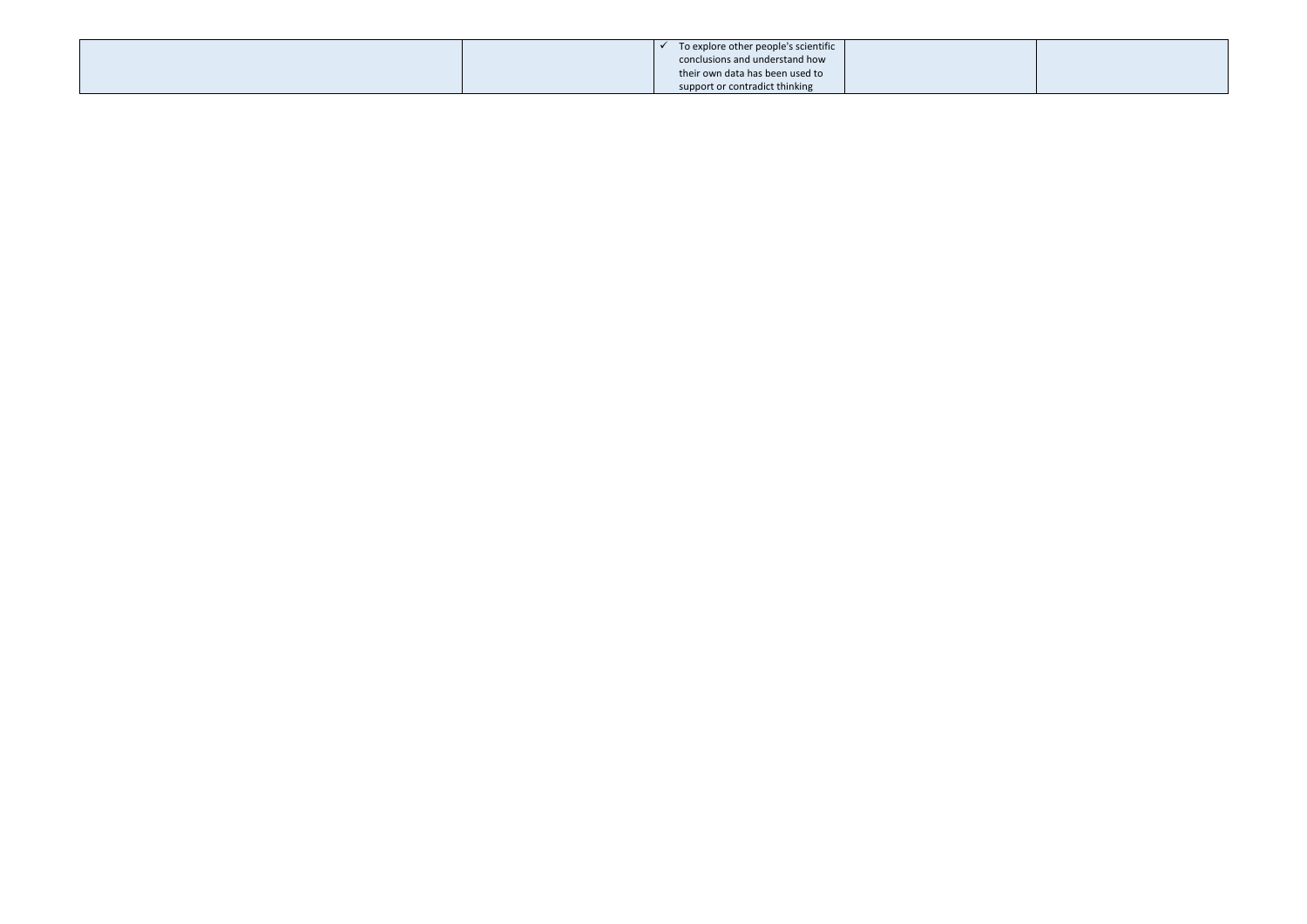| | | | | |
|---|---|---|---|---|
| | | ✓ To explore other people's scientific conclusions and understand how their own data has been used to support or contradict thinking | | |